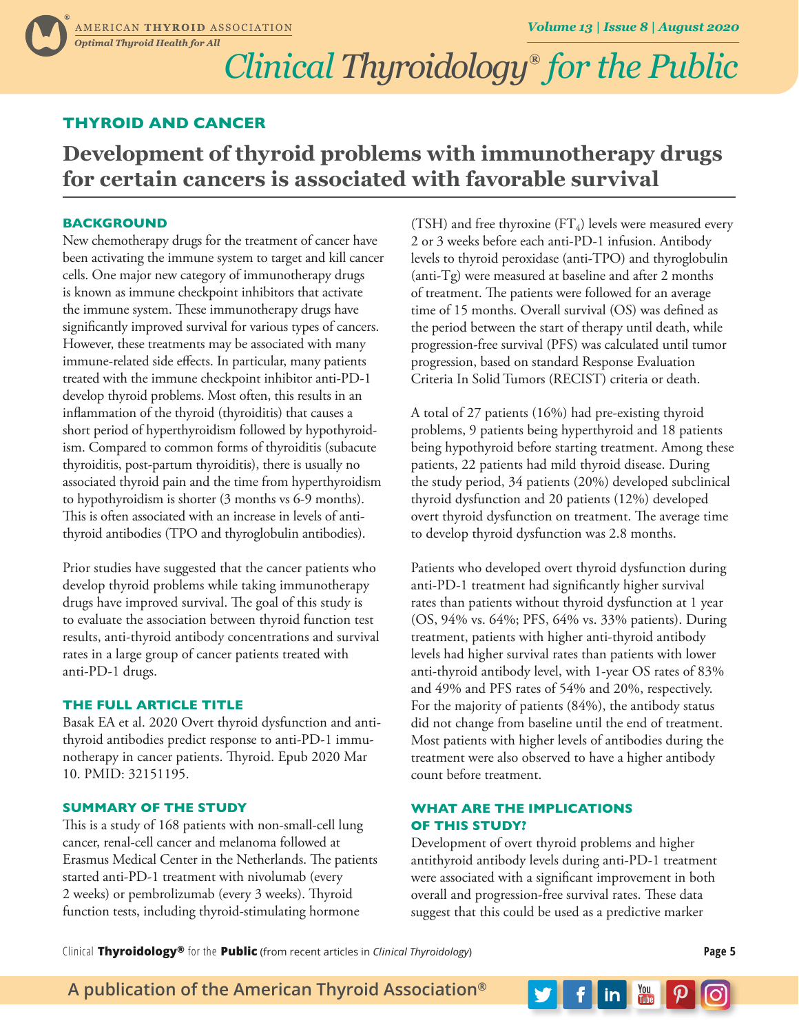## THYROID AND CANCER

# Development of thyroid problems with immunotherapy drugs for certain cancers is associated with favorable survival

### BACKGROUND

New chemotherapy drugs for the treatment of cancer have been activating the immune system to target and kill cancer cells. One major new category of immunotherapy drugs is known as immune checkpoint inhibitors that activate the immune system. These immunotherapy drugs have significantly improved survival for various types of cancers. However, these treatments may be associated with many immune-related side effects. In particular, many patients treated with the immune checkpoint inhibitor anti-PD-1 develop thyroid problems. Most often, this results in an inflammation of the thyroid (thyroiditis) that causes a short period of hyperthyroidism followed by hypothyroidism. Compared to common forms of thyroiditis (subacute thyroiditis, post-partum thyroiditis), there is usually no associated thyroid pain and the time from hyperthyroidism to hypothyroidism is shorter (3 months vs 6-9 months). This is often associated with an increase in levels of anti-thyroid antibodies (TPO and thyroglobulin antibodies).

Prior studies have suggested that the cancer patients who develop thyroid problems while taking immunotherapy drugs have improved survival. The goal of this study is to evaluate the association between thyroid function test results, anti-thyroid antibody concentrations and survival rates in a large group of cancer patients treated with anti-PD-1 drugs.

### THE FULL ARTICLE TITLE

Basak EA et al. 2020 Overt thyroid dysfunction and anti-thyroid antibodies predict response to anti-PD-1 immunotherapy in cancer patients. Thyroid. Epub 2020 Mar 10. PMID: 32151195.

### SUMMARY OF THE STUDY

This is a study of 168 patients with non-small-cell lung cancer, renal-cell cancer and melanoma followed at Erasmus Medical Center in the Netherlands. The patients started anti-PD-1 treatment with nivolumab (every 2 weeks) or pembrolizumab (every 3 weeks). Thyroid function tests, including thyroid-stimulating hormone (TSH) and free thyroxine ($FT_4$) levels were measured every 2 or 3 weeks before each anti-PD-1 infusion. Antibody levels to thyroid peroxidase (anti-TPO) and thyroglobulin (anti-Tg) were measured at baseline and after 2 months of treatment. The patients were followed for an average time of 15 months. Overall survival (OS) was defined as the period between the start of therapy until death, while progression-free survival (PFS) was calculated until tumor progression, based on standard Response Evaluation Criteria In Solid Tumors (RECIST) criteria or death.

A total of 27 patients (16%) had pre-existing thyroid problems, 9 patients being hyperthyroid and 18 patients being hypothyroid before starting treatment. Among these patients, 22 patients had mild thyroid disease. During the study period, 34 patients (20%) developed subclinical thyroid dysfunction and 20 patients (12%) developed overt thyroid dysfunction on treatment. The average time to develop thyroid dysfunction was 2.8 months.

Patients who developed overt thyroid dysfunction during anti-PD-1 treatment had significantly higher survival rates than patients without thyroid dysfunction at 1 year (OS, 94% vs. 64%; PFS, 64% vs. 33% patients). During treatment, patients with higher anti-thyroid antibody levels had higher survival rates than patients with lower anti-thyroid antibody level, with 1-year OS rates of 83% and 49% and PFS rates of 54% and 20%, respectively. For the majority of patients (84%), the antibody status did not change from baseline until the end of treatment. Most patients with higher levels of antibodies during the treatment were also observed to have a higher antibody count before treatment.

### WHAT ARE THE IMPLICATIONS OF THIS STUDY?

Development of overt thyroid problems and higher antithyroid antibody levels during anti-PD-1 treatment were associated with a significant improvement in both overall and progression-free survival rates. These data suggest that this could be used as a predictive marker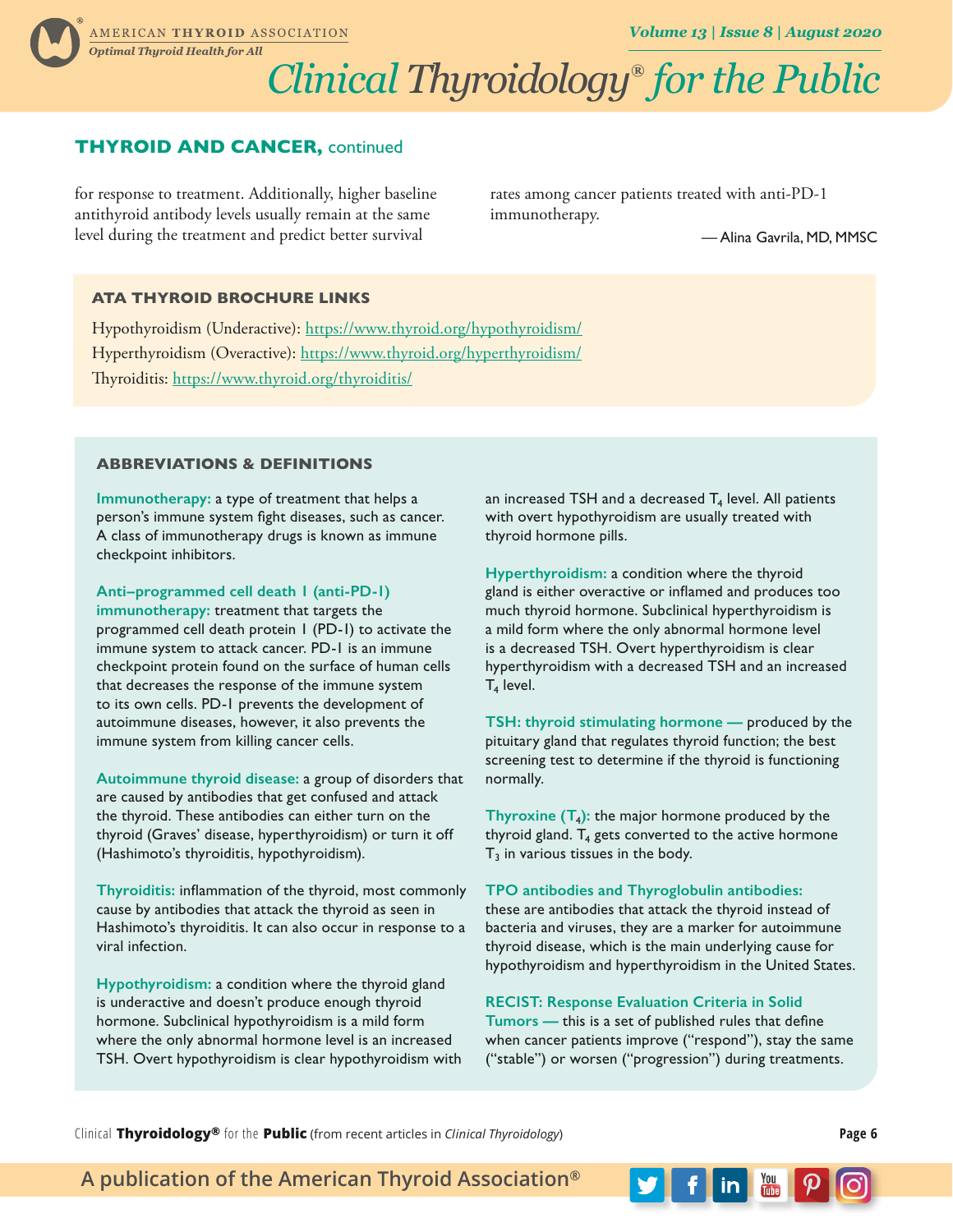## THYROID AND CANCER, continued

for response to treatment. Additionally, higher baseline antithyroid antibody levels usually remain at the same level during the treatment and predict better survival rates among cancer patients treated with anti-PD-1 immunotherapy.

— Alina Gavrila, MD, MMSC

### ATA THYROID BROCHURE LINKS

Hypothyroidism (Underactive): https://www.thyroid.org/hypothyroidism/

Hyperthyroidism (Overactive): https://www.thyroid.org/hyperthyroidism/

Thyroiditis: https://www.thyroid.org/thyroiditis/

### ABBREVIATIONS & DEFINITIONS

**Immunotherapy:** a type of treatment that helps a person's immune system fight diseases, such as cancer. A class of immunotherapy drugs is known as immune checkpoint inhibitors.

**Anti–programmed cell death 1 (anti-PD-1) immunotherapy:** treatment that targets the programmed cell death protein 1 (PD-1) to activate the immune system to attack cancer. PD-1 is an immune checkpoint protein found on the surface of human cells that decreases the response of the immune system to its own cells. PD-1 prevents the development of autoimmune diseases, however, it also prevents the immune system from killing cancer cells.

**Autoimmune thyroid disease:** a group of disorders that are caused by antibodies that get confused and attack the thyroid. These antibodies can either turn on the thyroid (Graves' disease, hyperthyroidism) or turn it off (Hashimoto's thyroiditis, hypothyroidism).

**Thyroiditis:** inflammation of the thyroid, most commonly cause by antibodies that attack the thyroid as seen in Hashimoto's thyroiditis. It can also occur in response to a viral infection.

**Hypothyroidism:** a condition where the thyroid gland is underactive and doesn't produce enough thyroid hormone. Subclinical hypothyroidism is a mild form where the only abnormal hormone level is an increased TSH. Overt hypothyroidism is clear hypothyroidism with an increased TSH and a decreased $T_4$ level. All patients with overt hypothyroidism are usually treated with thyroid hormone pills.

**Hyperthyroidism:** a condition where the thyroid gland is either overactive or inflamed and produces too much thyroid hormone. Subclinical hyperthyroidism is a mild form where the only abnormal hormone level is a decreased TSH. Overt hyperthyroidism is clear hyperthyroidism with a decreased TSH and an increased $T_4$ level.

**TSH: thyroid stimulating hormone —** produced by the pituitary gland that regulates thyroid function; the best screening test to determine if the thyroid is functioning normally.

**Thyroxine ($T_4$):** the major hormone produced by the thyroid gland. $T_4$ gets converted to the active hormone $T_3$ in various tissues in the body.

**TPO antibodies and Thyroglobulin antibodies:** these are antibodies that attack the thyroid instead of bacteria and viruses, they are a marker for autoimmune thyroid disease, which is the main underlying cause for hypothyroidism and hyperthyroidism in the United States.

**RECIST: Response Evaluation Criteria in Solid Tumors —** this is a set of published rules that define when cancer patients improve ("respond"), stay the same ("stable") or worsen ("progression") during treatments.